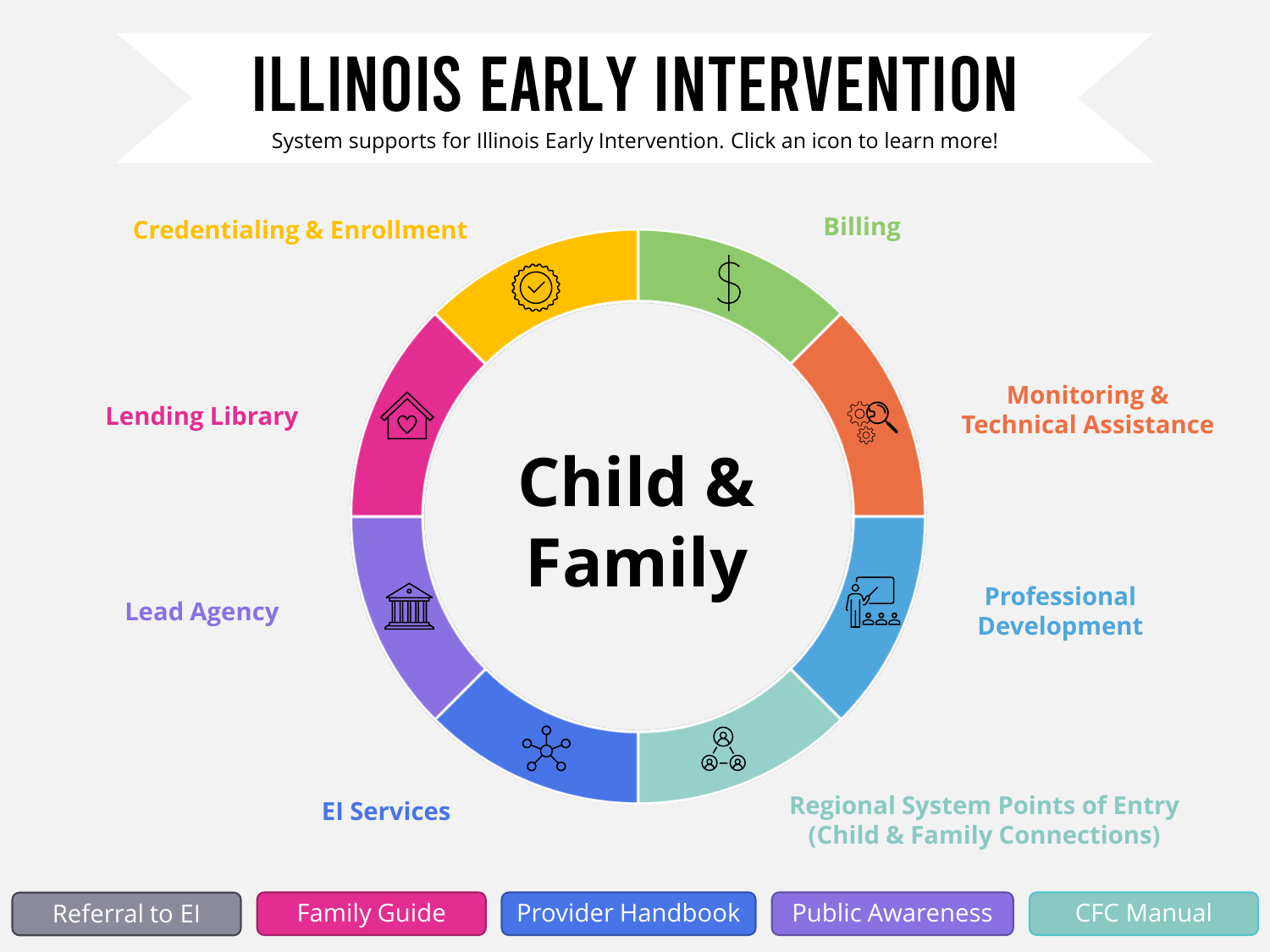# ILLINOIS EARLY INTERVENTION

System supports for Illinois Early Intervention. Click an icon to learn more!

**Child & Family**

- Credentialing & Enrollment
- Billing
- Monitoring & Technical Assistance
- Professional Development
- Regional System Points of Entry (Child & Family Connections)
- EI Services
- Lead Agency
- Lending Library

Referral to EI | Family Guide | Provider Handbook | Public Awareness | CFC Manual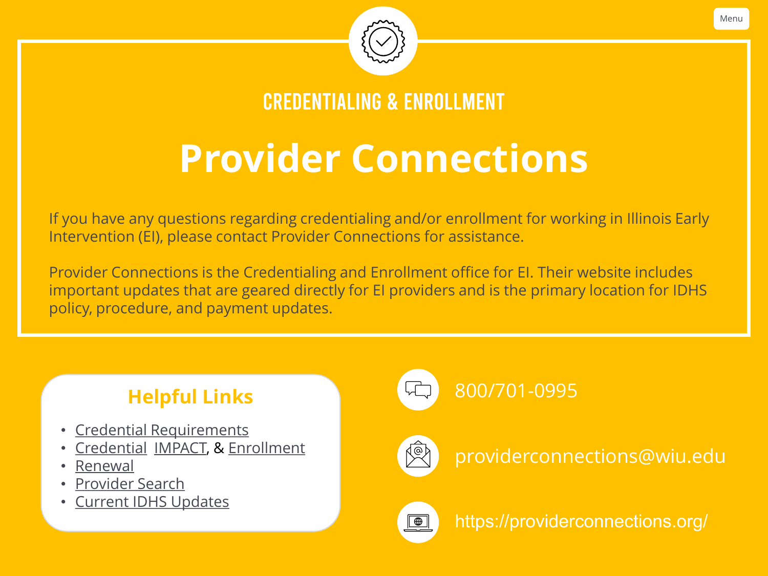CREDENTIALING & ENROLLMENT

# Provider Connections

If you have any questions regarding credentialing and/or enrollment for working in Illinois Early Intervention (EI), please contact Provider Connections for assistance.

Provider Connections is the Credentialing and Enrollment office for EI. Their website includes important updates that are geared directly for EI providers and is the primary location for IDHS policy, procedure, and payment updates.

## Helpful Links

- Credential Requirements
- Credential IMPACT, & Enrollment
- Renewal
- Provider Search
- Current IDHS Updates

800/701-0995

providerconnections@wiu.edu

https://providerconnections.org/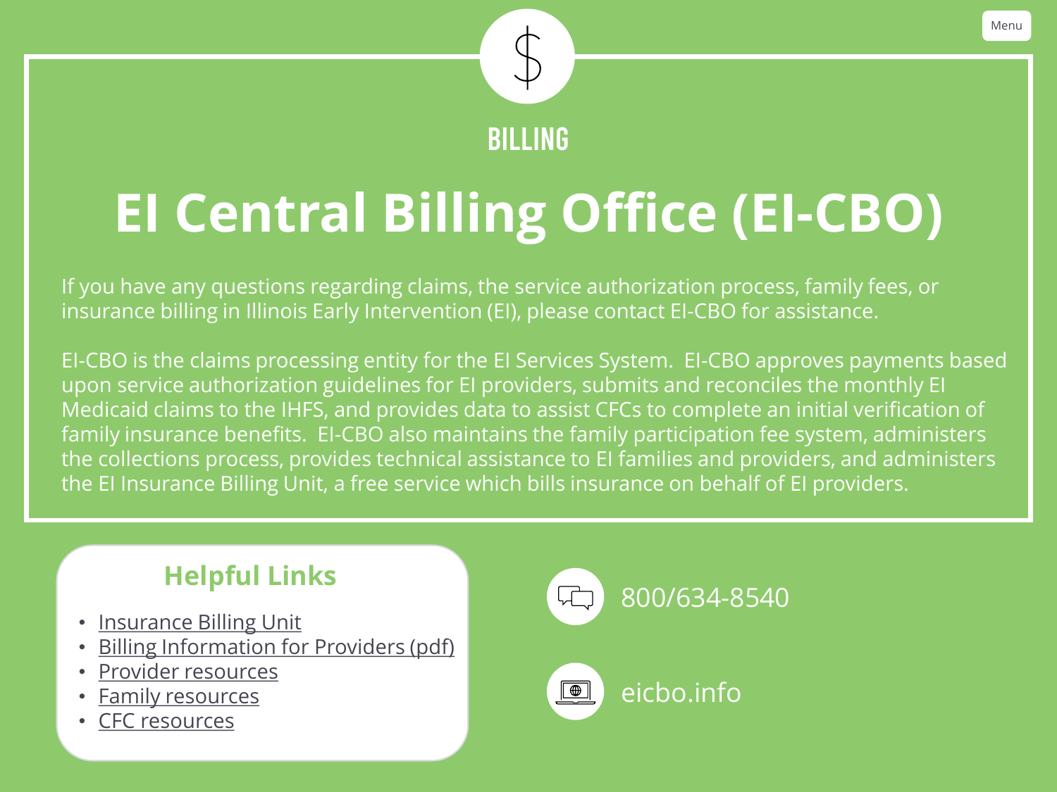BILLING

# EI Central Billing Office (EI-CBO)

If you have any questions regarding claims, the service authorization process, family fees, or insurance billing in Illinois Early Intervention (EI), please contact EI-CBO for assistance.

EI-CBO is the claims processing entity for the EI Services System. EI-CBO approves payments based upon service authorization guidelines for EI providers, submits and reconciles the monthly EI Medicaid claims to the IHFS, and provides data to assist CFCs to complete an initial verification of family insurance benefits. EI-CBO also maintains the family participation fee system, administers the collections process, provides technical assistance to EI families and providers, and administers the EI Insurance Billing Unit, a free service which bills insurance on behalf of EI providers.

## Helpful Links

- Insurance Billing Unit
- Billing Information for Providers (pdf)
- Provider resources
- Family resources
- CFC resources

800/634-8540

eicbo.info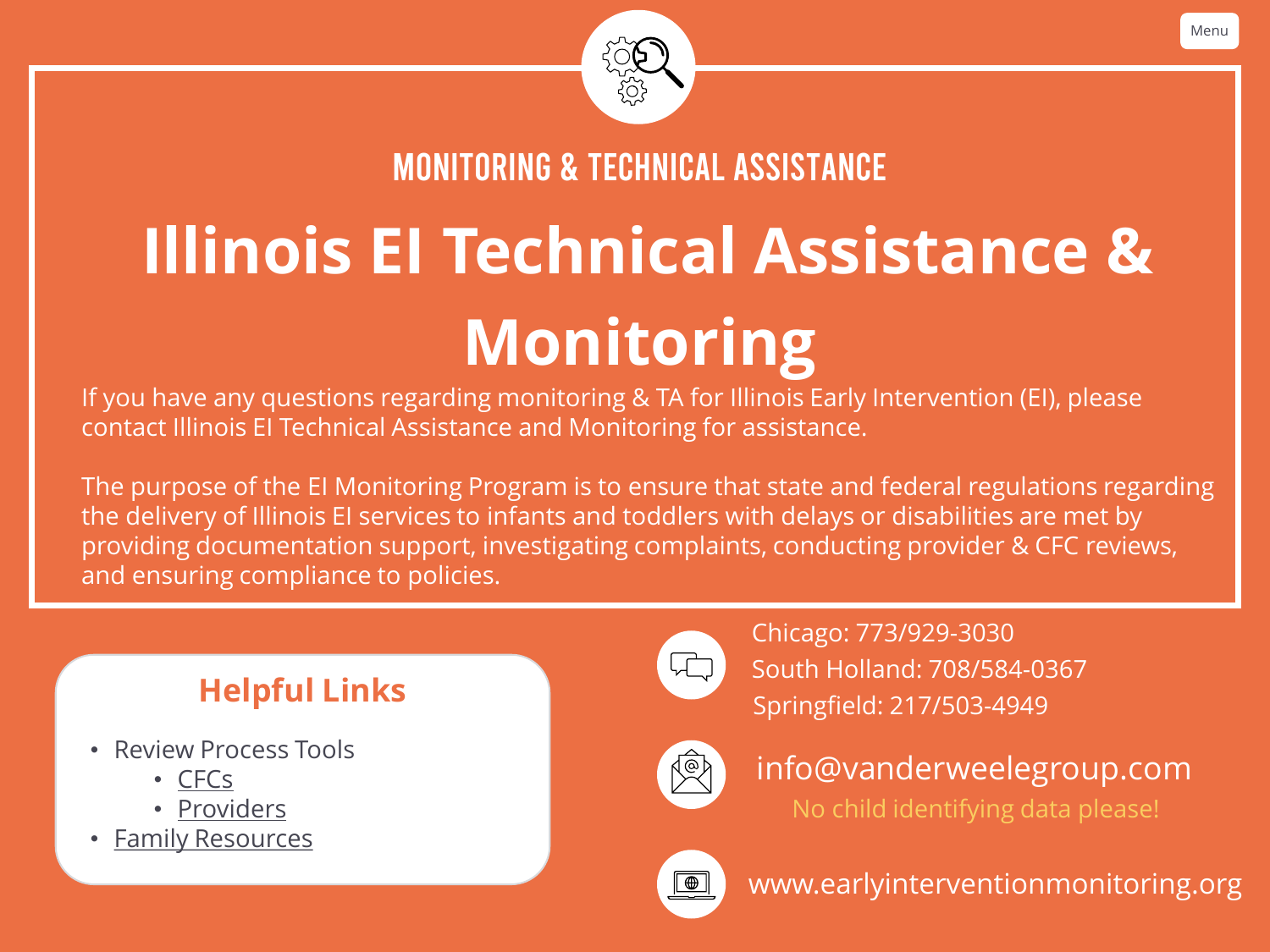Menu

MONITORING & TECHNICAL ASSISTANCE

# Illinois EI Technical Assistance & Monitoring

If you have any questions regarding monitoring & TA for Illinois Early Intervention (EI), please contact Illinois EI Technical Assistance and Monitoring for assistance.

The purpose of the EI Monitoring Program is to ensure that state and federal regulations regarding the delivery of Illinois EI services to infants and toddlers with delays or disabilities are met by providing documentation support, investigating complaints, conducting provider & CFC reviews, and ensuring compliance to policies.

## Helpful Links

- Review Process Tools
  - CFCs
  - Providers
- Family Resources

Chicago: 773/929-3030
South Holland: 708/584-0367
Springfield: 217/503-4949

info@vanderweelegroup.com
No child identifying data please!

www.earlyinterventionmonitoring.org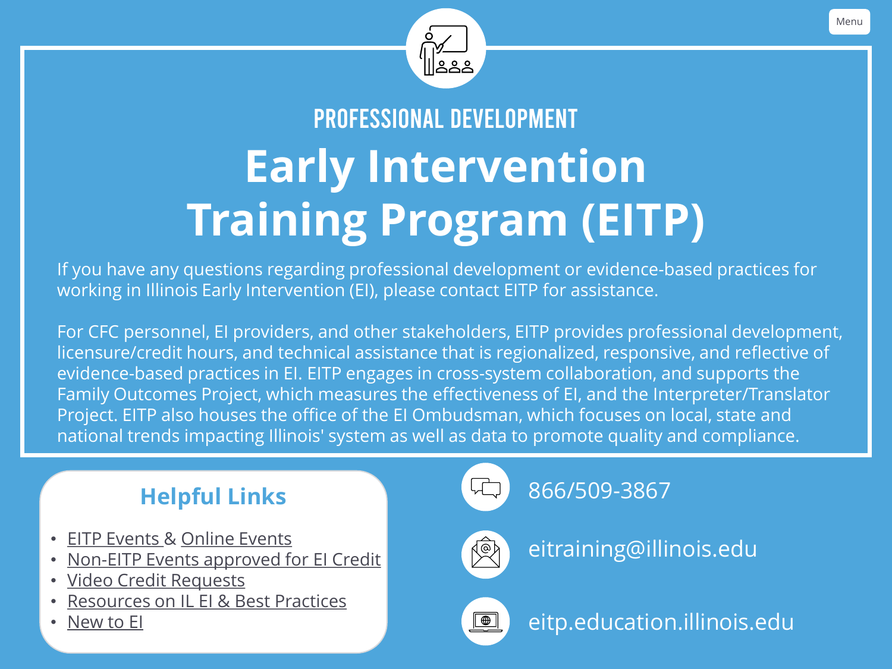PROFESSIONAL DEVELOPMENT

# Early Intervention Training Program (EITP)

If you have any questions regarding professional development or evidence-based practices for working in Illinois Early Intervention (EI), please contact EITP for assistance.

For CFC personnel, EI providers, and other stakeholders, EITP provides professional development, licensure/credit hours, and technical assistance that is regionalized, responsive, and reflective of evidence-based practices in EI. EITP engages in cross-system collaboration, and supports the Family Outcomes Project, which measures the effectiveness of EI, and the Interpreter/Translator Project. EITP also houses the office of the EI Ombudsman, which focuses on local, state and national trends impacting Illinois' system as well as data to promote quality and compliance.

## Helpful Links

- EITP Events & Online Events
- Non-EITP Events approved for EI Credit
- Video Credit Requests
- Resources on IL EI & Best Practices
- New to EI

866/509-3867

eitraining@illinois.edu

eitp.education.illinois.edu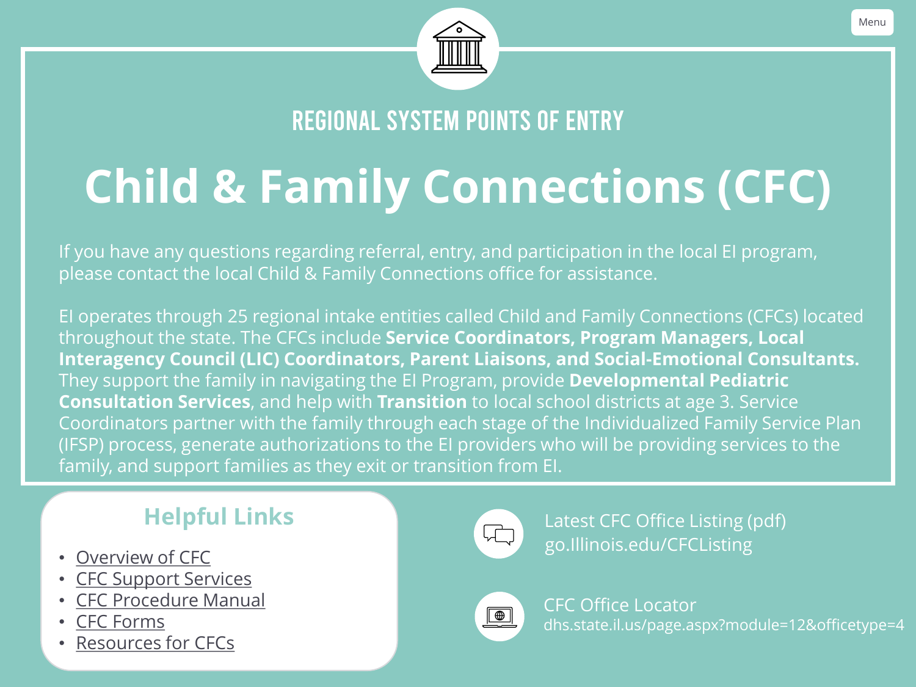Menu

REGIONAL SYSTEM POINTS OF ENTRY

# Child & Family Connections (CFC)

If you have any questions regarding referral, entry, and participation in the local EI program, please contact the local Child & Family Connections office for assistance.

EI operates through 25 regional intake entities called Child and Family Connections (CFCs) located throughout the state. The CFCs include **Service Coordinators, Program Managers, Local Interagency Council (LIC) Coordinators, Parent Liaisons, and Social-Emotional Consultants.** They support the family in navigating the EI Program, provide **Developmental Pediatric Consultation Services**, and help with **Transition** to local school districts at age 3. Service Coordinators partner with the family through each stage of the Individualized Family Service Plan (IFSP) process, generate authorizations to the EI providers who will be providing services to the family, and support families as they exit or transition from EI.

## Helpful Links

- Overview of CFC
- CFC Support Services
- CFC Procedure Manual
- CFC Forms
- Resources for CFCs

Latest CFC Office Listing (pdf)
go.Illinois.edu/CFCListing

CFC Office Locator
dhs.state.il.us/page.aspx?module=12&officetype=4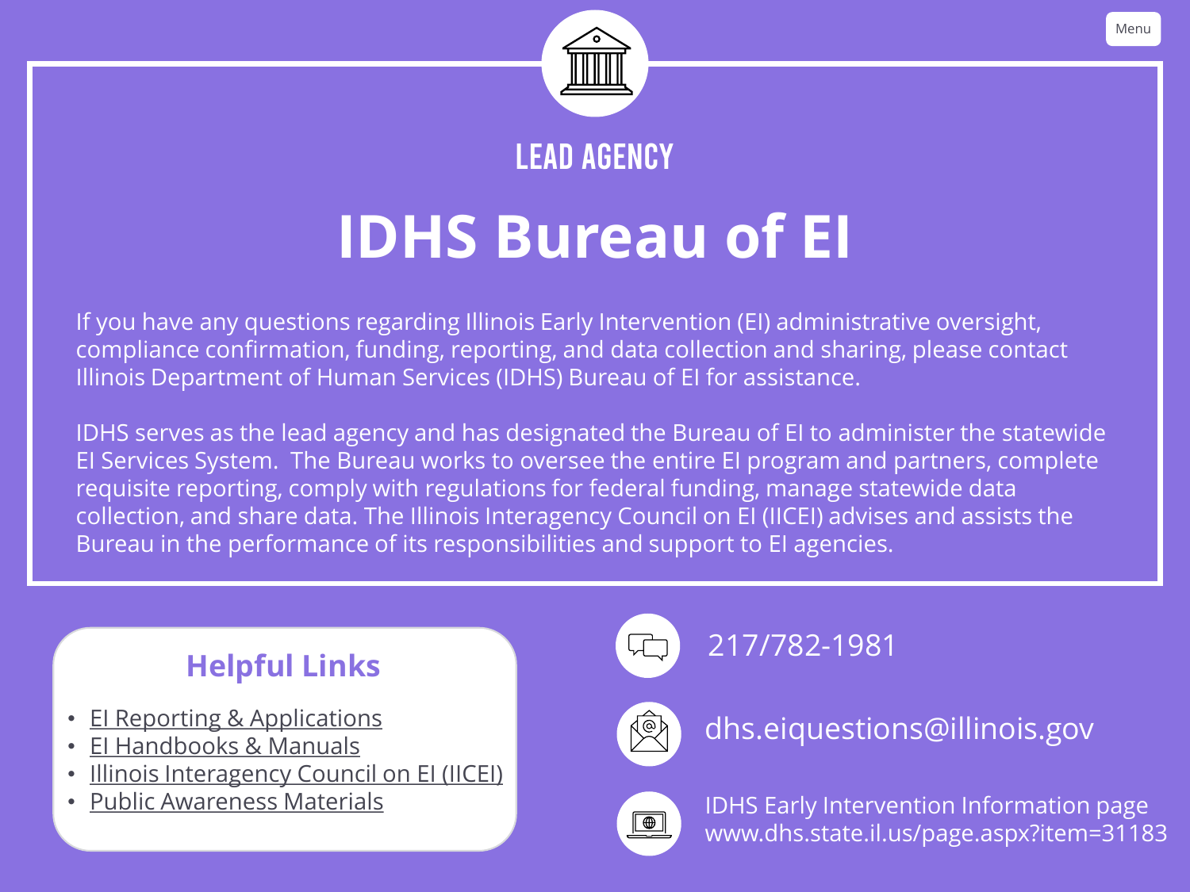### LEAD AGENCY

# IDHS Bureau of EI

If you have any questions regarding Illinois Early Intervention (EI) administrative oversight, compliance confirmation, funding, reporting, and data collection and sharing, please contact Illinois Department of Human Services (IDHS) Bureau of EI for assistance.

IDHS serves as the lead agency and has designated the Bureau of EI to administer the statewide EI Services System. The Bureau works to oversee the entire EI program and partners, complete requisite reporting, comply with regulations for federal funding, manage statewide data collection, and share data. The Illinois Interagency Council on EI (IICEI) advises and assists the Bureau in the performance of its responsibilities and support to EI agencies.

## Helpful Links

- EI Reporting & Applications
- EI Handbooks & Manuals
- Illinois Interagency Council on EI (IICEI)
- Public Awareness Materials

217/782-1981

dhs.eiquestions@illinois.gov

IDHS Early Intervention Information page
www.dhs.state.il.us/page.aspx?item=31183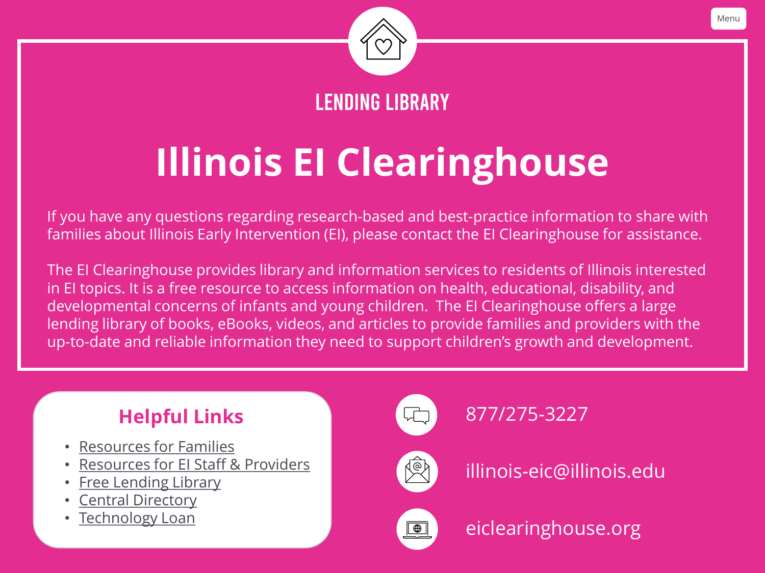LENDING LIBRARY

# Illinois EI Clearinghouse

If you have any questions regarding research-based and best-practice information to share with families about Illinois Early Intervention (EI), please contact the EI Clearinghouse for assistance.

The EI Clearinghouse provides library and information services to residents of Illinois interested in EI topics. It is a free resource to access information on health, educational, disability, and developmental concerns of infants and young children. The EI Clearinghouse offers a large lending library of books, eBooks, videos, and articles to provide families and providers with the up-to-date and reliable information they need to support children's growth and development.

## Helpful Links

- Resources for Families
- Resources for EI Staff & Providers
- Free Lending Library
- Central Directory
- Technology Loan

877/275-3227

illinois-eic@illinois.edu

eiclearinghouse.org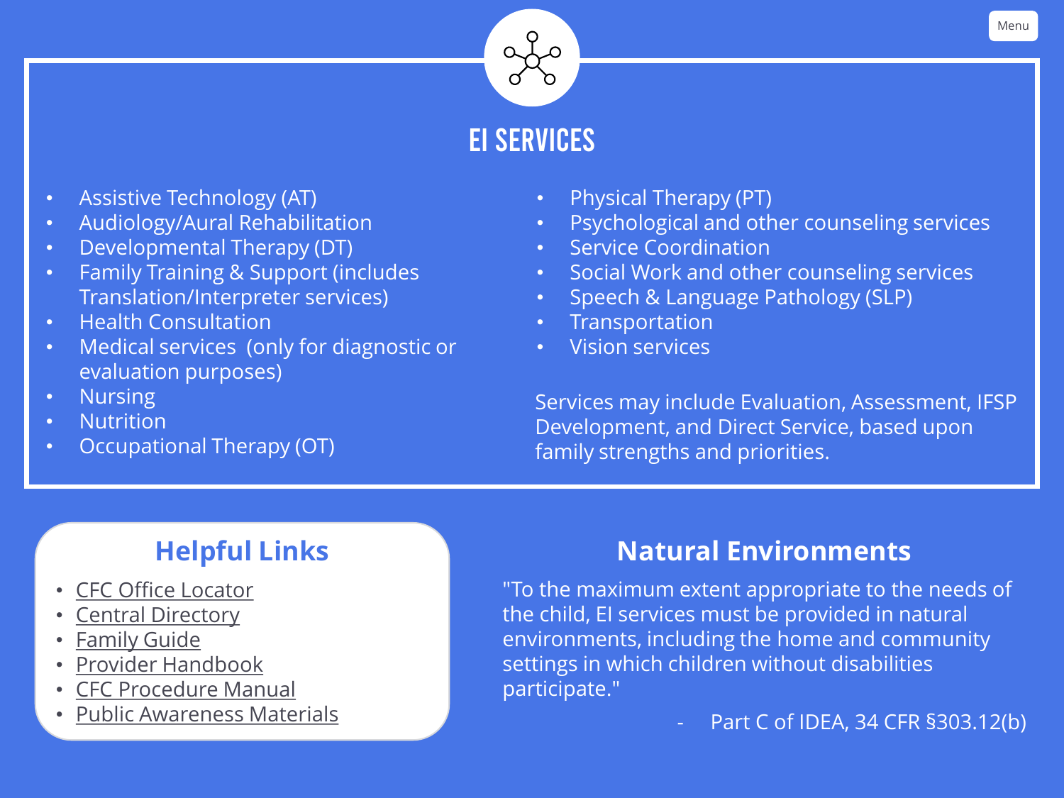## EI SERVICES

- Assistive Technology (AT)
- Audiology/Aural Rehabilitation
- Developmental Therapy (DT)
- Family Training & Support (includes Translation/Interpreter services)
- Health Consultation
- Medical services (only for diagnostic or evaluation purposes)
- Nursing
- Nutrition
- Occupational Therapy (OT)
- Physical Therapy (PT)
- Psychological and other counseling services
- Service Coordination
- Social Work and other counseling services
- Speech & Language Pathology (SLP)
- Transportation
- Vision services

Services may include Evaluation, Assessment, IFSP Development, and Direct Service, based upon family strengths and priorities.

### Helpful Links

- CFC Office Locator
- Central Directory
- Family Guide
- Provider Handbook
- CFC Procedure Manual
- Public Awareness Materials

### Natural Environments

"To the maximum extent appropriate to the needs of the child, EI services must be provided in natural environments, including the home and community settings in which children without disabilities participate."

- Part C of IDEA, 34 CFR §303.12(b)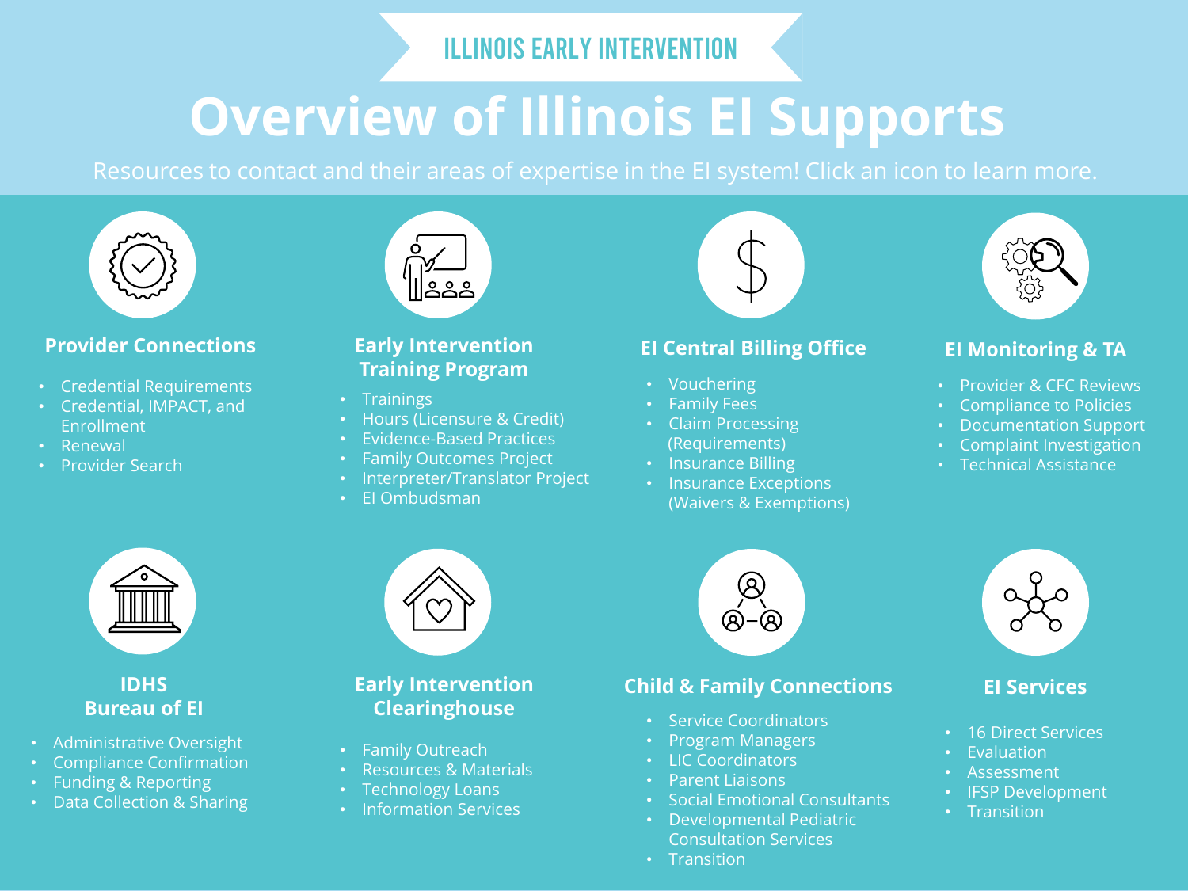ILLINOIS EARLY INTERVENTION

# Overview of Illinois EI Supports

Resources to contact and their areas of expertise in the EI system! Click an icon to learn more.

## Provider Connections

- Credential Requirements
- Credential, IMPACT, and Enrollment
- Renewal
- Provider Search

## Early Intervention Training Program

- Trainings
- Hours (Licensure & Credit)
- Evidence-Based Practices
- Family Outcomes Project
- Interpreter/Translator Project
- EI Ombudsman

## EI Central Billing Office

- Vouchering
- Family Fees
- Claim Processing (Requirements)
- Insurance Billing
- Insurance Exceptions (Waivers & Exemptions)

## EI Monitoring & TA

- Provider & CFC Reviews
- Compliance to Policies
- Documentation Support
- Complaint Investigation
- Technical Assistance

## IDHS Bureau of EI

- Administrative Oversight
- Compliance Confirmation
- Funding & Reporting
- Data Collection & Sharing

## Early Intervention Clearinghouse

- Family Outreach
- Resources & Materials
- Technology Loans
- Information Services

## Child & Family Connections

- Service Coordinators
- Program Managers
- LIC Coordinators
- Parent Liaisons
- Social Emotional Consultants
- Developmental Pediatric Consultation Services
- Transition

## EI Services

- 16 Direct Services
- Evaluation
- Assessment
- IFSP Development
- Transition